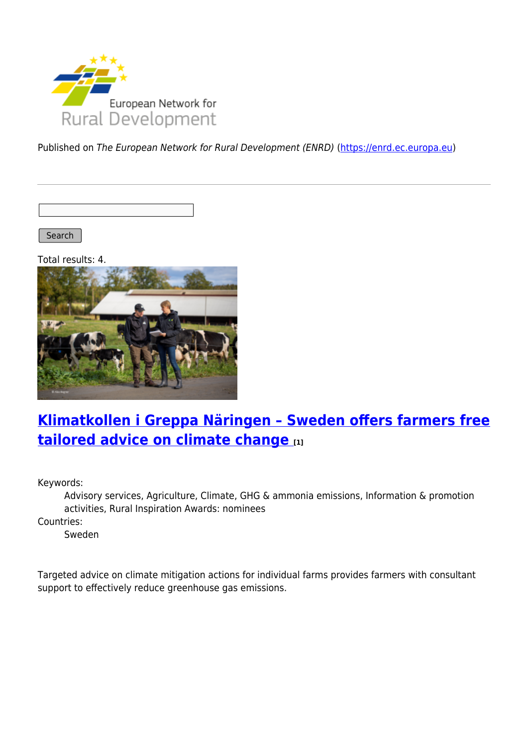Published on *The European Network for Rural Development (ENRD)* (https://enrd.ec.europa.eu)

Search

Total results: 4.

## Klimatkollen i Greppa Näringen – Sweden offers farmers free tailored advice on climate change [1]

Keywords:
: Advisory services, Agriculture, Climate, GHG & ammonia emissions, Information & promotion activities, Rural Inspiration Awards: nominees

Countries:
: Sweden

Targeted advice on climate mitigation actions for individual farms provides farmers with consultant support to effectively reduce greenhouse gas emissions.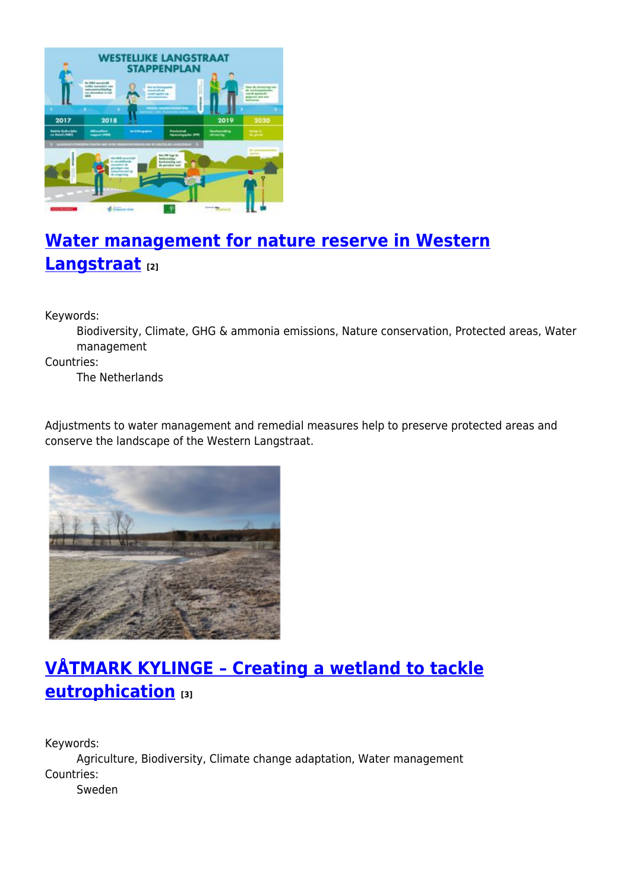## [Water management for nature reserve in Western Langstraat [2]]

Keywords:
: Biodiversity, Climate, GHG & ammonia emissions, Nature conservation, Protected areas, Water management

Countries:
: The Netherlands

Adjustments to water management and remedial measures help to preserve protected areas and conserve the landscape of the Western Langstraat.

## VÅTMARK KYLINGE – Creating a wetland to tackle eutrophication [3]

Keywords:
: Agriculture, Biodiversity, Climate change adaptation, Water management

Countries:
: Sweden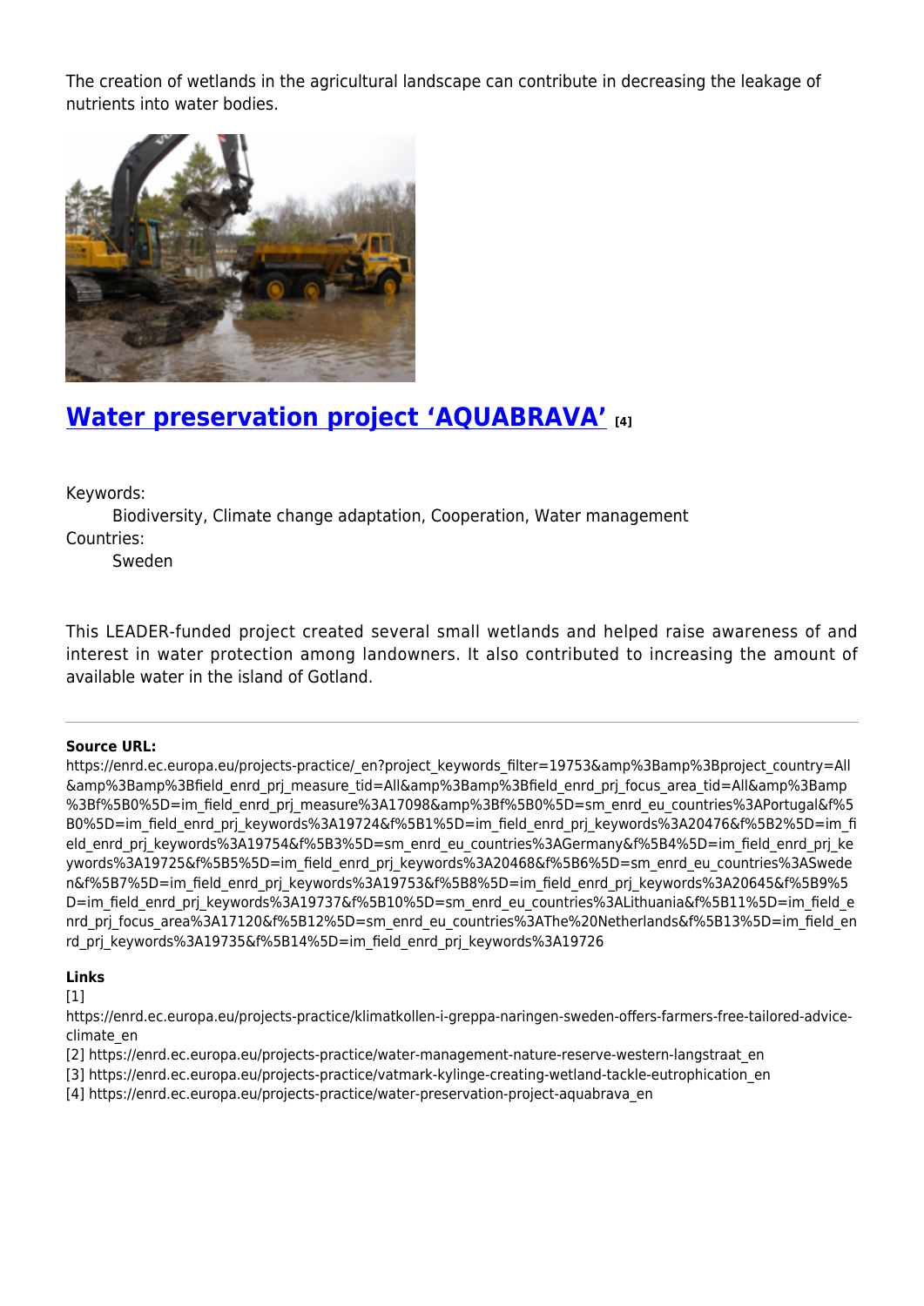The creation of wetlands in the agricultural landscape can contribute in decreasing the leakage of nutrients into water bodies.

## [Water preservation project 'AQUABRAVA'](https://enrd.ec.europa.eu/projects-practice/water-preservation-project-aquabrava_en) [4]

Keywords:
Biodiversity, Climate change adaptation, Cooperation, Water management

Countries:
Sweden

This LEADER-funded project created several small wetlands and helped raise awareness of and interest in water protection among landowners. It also contributed to increasing the amount of available water in the island of Gotland.

---

**Source URL:** https://enrd.ec.europa.eu/projects-practice/_en?project_keywords_filter=19753&amp%3Bamp%3Bproject_country=All&amp%3Bamp%3Bfield_enrd_prj_measure_tid=All&amp%3Bamp%3Bfield_enrd_prj_focus_area_tid=All&amp%3Bamp%3Bf%5B0%5D=im_field_enrd_prj_measure%3A17098&amp%3Bf%5B0%5D=sm_enrd_eu_countries%3APortugal&f%5B0%5D=im_field_enrd_prj_keywords%3A19724&f%5B1%5D=im_field_enrd_prj_keywords%3A20476&f%5B2%5D=im_field_enrd_prj_keywords%3A19754&f%5B3%5D=sm_enrd_eu_countries%3AGermany&f%5B4%5D=im_field_enrd_prj_keywords%3A19725&f%5B5%5D=im_field_enrd_prj_keywords%3A20468&f%5B6%5D=sm_enrd_eu_countries%3ASweden&f%5B7%5D=im_field_enrd_prj_keywords%3A19753&f%5B8%5D=im_field_enrd_prj_keywords%3A20645&f%5B9%5D=im_field_enrd_prj_keywords%3A19737&f%5B10%5D=sm_enrd_eu_countries%3ALithuania&f%5B11%5D=im_field_enrd_prj_focus_area%3A17120&f%5B12%5D=sm_enrd_eu_countries%3AThe%20Netherlands&f%5B13%5D=im_field_enrd_prj_keywords%3A19735&f%5B14%5D=im_field_enrd_prj_keywords%3A19726

**Links**

[1] https://enrd.ec.europa.eu/projects-practice/klimatkollen-i-greppa-naringen-sweden-offers-farmers-free-tailored-advice-climate_en
[2] https://enrd.ec.europa.eu/projects-practice/water-management-nature-reserve-western-langstraat_en
[3] https://enrd.ec.europa.eu/projects-practice/vatmark-kylinge-creating-wetland-tackle-eutrophication_en
[4] https://enrd.ec.europa.eu/projects-practice/water-preservation-project-aquabrava_en